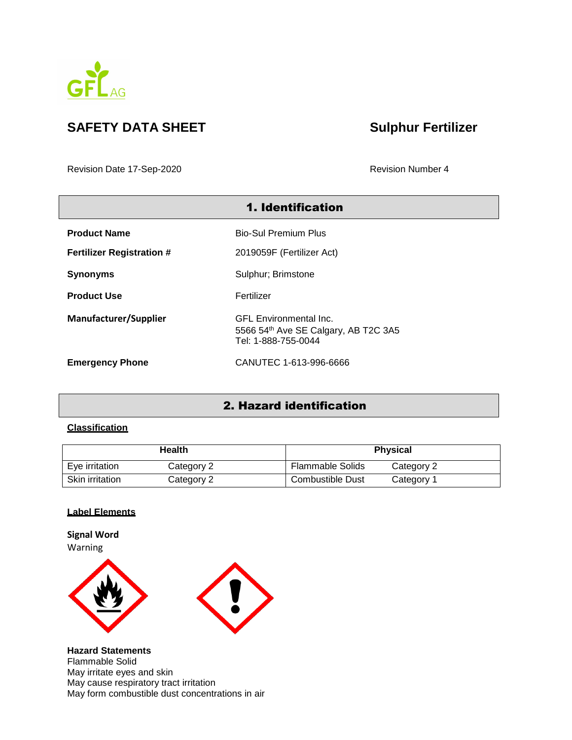# SAFETY DATA SHEET

# Sulphur Fertilizer

Revision Date 17-Sep-2020

Revision Number 4

## 1. Identification

**Product Name** Bio-Sul Premium Plus

**Fertilizer Registration #** 2019059F (Fertilizer Act)

**Synonyms** Sulphur; Brimstone

**Product Use** Fertilizer

**Manufacturer/Supplier** GFL Environmental Inc.
5566 54th Ave SE Calgary, AB T2C 3A5
Tel: 1-888-755-0044

**Emergency Phone** CANUTEC 1-613-996-6666

## 2. Hazard identification

**Classification**

| Health | | Physical | |
|---|---|---|---|
| Eye irritation | Category 2 | Flammable Solids | Category 2 |
| Skin irritation | Category 2 | Combustible Dust | Category 1 |

**Label Elements**

**Signal Word**
Warning

**Hazard Statements**
Flammable Solid
May irritate eyes and skin
May cause respiratory tract irritation
May form combustible dust concentrations in air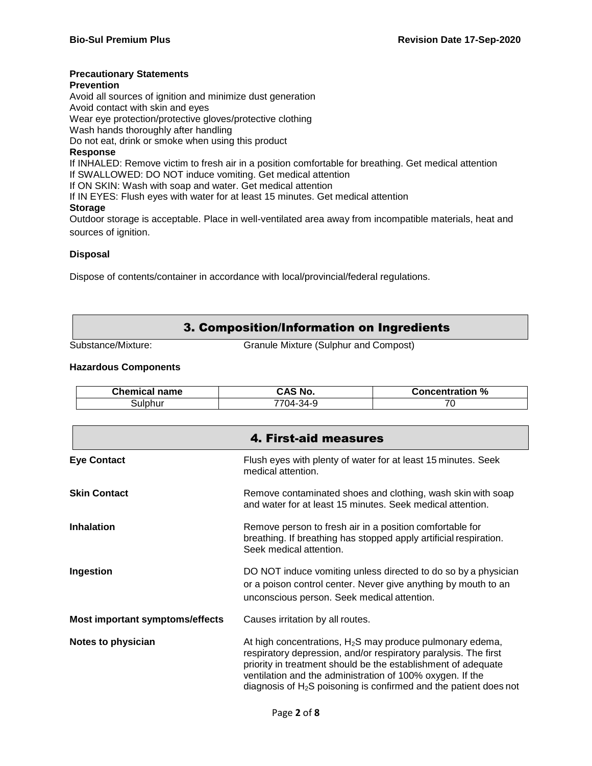**Precautionary Statements**

**Prevention**

Avoid all sources of ignition and minimize dust generation
Avoid contact with skin and eyes
Wear eye protection/protective gloves/protective clothing
Wash hands thoroughly after handling
Do not eat, drink or smoke when using this product

**Response**

If INHALED: Remove victim to fresh air in a position comfortable for breathing. Get medical attention
If SWALLOWED: DO NOT induce vomiting. Get medical attention
If ON SKIN: Wash with soap and water. Get medical attention
If IN EYES: Flush eyes with water for at least 15 minutes. Get medical attention

**Storage**

Outdoor storage is acceptable. Place in well-ventilated area away from incompatible materials, heat and sources of ignition.

**Disposal**

Dispose of contents/container in accordance with local/provincial/federal regulations.

## 3. Composition/Information on Ingredients

Substance/Mixture: Granule Mixture (Sulphur and Compost)

**Hazardous Components**

| Chemical name | CAS No. | Concentration % |
| --- | --- | --- |
| Sulphur | 7704-34-9 | 70 |

## 4. First-aid measures

**Eye Contact**
Flush eyes with plenty of water for at least 15 minutes. Seek medical attention.

**Skin Contact**
Remove contaminated shoes and clothing, wash skin with soap and water for at least 15 minutes. Seek medical attention.

**Inhalation**
Remove person to fresh air in a position comfortable for breathing. If breathing has stopped apply artificial respiration. Seek medical attention.

**Ingestion**
DO NOT induce vomiting unless directed to do so by a physician or a poison control center. Never give anything by mouth to an unconscious person. Seek medical attention.

**Most important symptoms/effects**
Causes irritation by all routes.

**Notes to physician**
At high concentrations, $H_2S$ may produce pulmonary edema, respiratory depression, and/or respiratory paralysis. The first priority in treatment should be the establishment of adequate ventilation and the administration of 100% oxygen. If the diagnosis of $H_2S$ poisoning is confirmed and the patient does not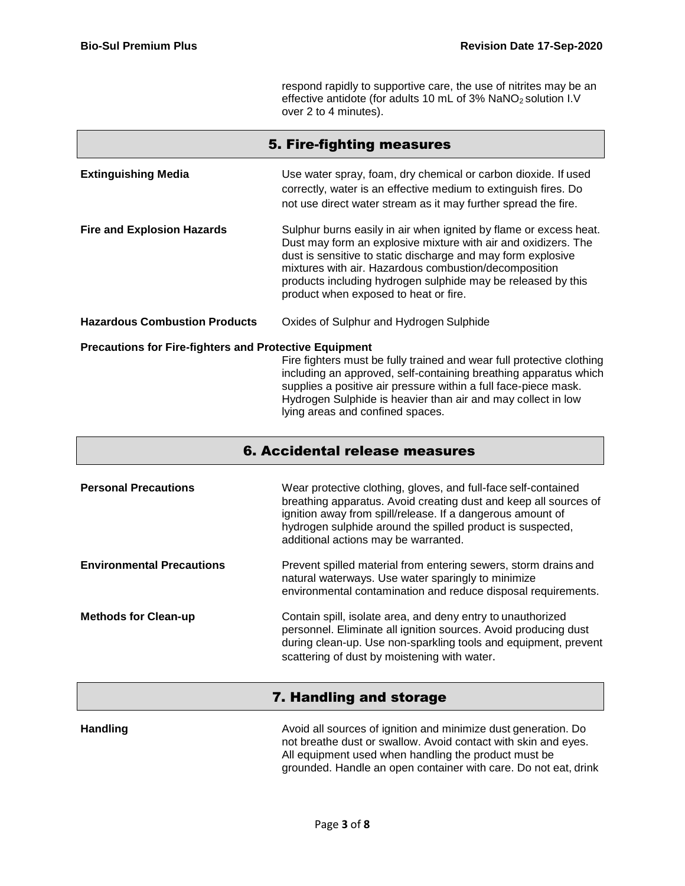respond rapidly to supportive care, the use of nitrites may be an effective antidote (for adults 10 mL of 3% $NaNO_2$ solution I.V over 2 to 4 minutes).

## 5. Fire-fighting measures

**Extinguishing Media**

Use water spray, foam, dry chemical or carbon dioxide. If used correctly, water is an effective medium to extinguish fires. Do not use direct water stream as it may further spread the fire.

**Fire and Explosion Hazards**

Sulphur burns easily in air when ignited by flame or excess heat. Dust may form an explosive mixture with air and oxidizers. The dust is sensitive to static discharge and may form explosive mixtures with air. Hazardous combustion/decomposition products including hydrogen sulphide may be released by this product when exposed to heat or fire.

**Hazardous Combustion Products**

Oxides of Sulphur and Hydrogen Sulphide

**Precautions for Fire-fighters and Protective Equipment**

Fire fighters must be fully trained and wear full protective clothing including an approved, self-containing breathing apparatus which supplies a positive air pressure within a full face-piece mask. Hydrogen Sulphide is heavier than air and may collect in low lying areas and confined spaces.

## 6. Accidental release measures

**Personal Precautions**

Wear protective clothing, gloves, and full-face self-contained breathing apparatus. Avoid creating dust and keep all sources of ignition away from spill/release. If a dangerous amount of hydrogen sulphide around the spilled product is suspected, additional actions may be warranted.

**Environmental Precautions**

Prevent spilled material from entering sewers, storm drains and natural waterways. Use water sparingly to minimize environmental contamination and reduce disposal requirements.

**Methods for Clean-up**

Contain spill, isolate area, and deny entry to unauthorized personnel. Eliminate all ignition sources. Avoid producing dust during clean-up. Use non-sparkling tools and equipment, prevent scattering of dust by moistening with water.

## 7. Handling and storage

**Handling**

Avoid all sources of ignition and minimize dust generation. Do not breathe dust or swallow. Avoid contact with skin and eyes. All equipment used when handling the product must be grounded. Handle an open container with care. Do not eat, drink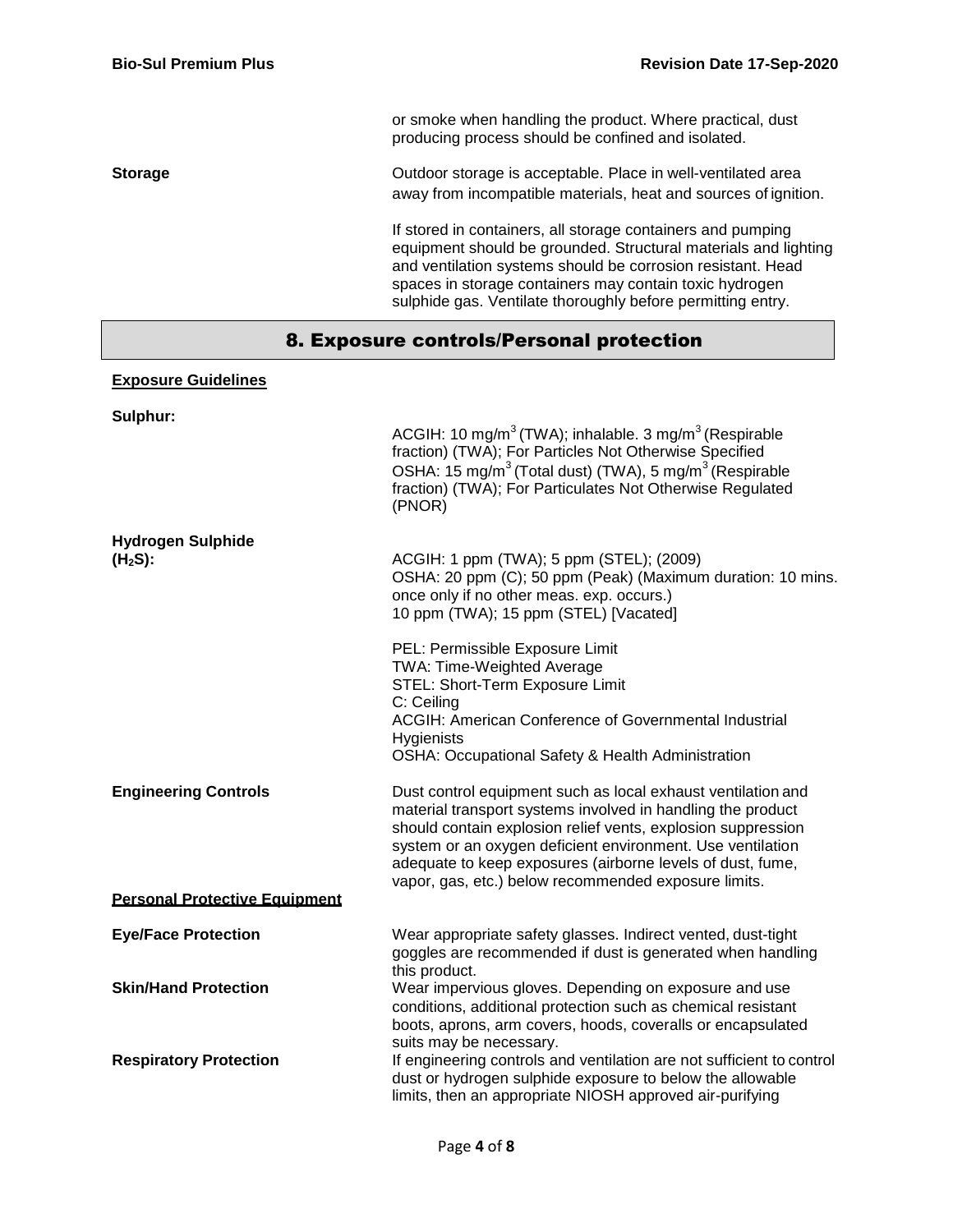or smoke when handling the product. Where practical, dust producing process should be confined and isolated.

**Storage**

Outdoor storage is acceptable. Place in well-ventilated area away from incompatible materials, heat and sources of ignition.

If stored in containers, all storage containers and pumping equipment should be grounded. Structural materials and lighting and ventilation systems should be corrosion resistant. Head spaces in storage containers may contain toxic hydrogen sulphide gas. Ventilate thoroughly before permitting entry.

## 8. Exposure controls/Personal protection

**Exposure Guidelines**

**Sulphur:**

ACGIH: 10 $mg/m^3$ (TWA); inhalable. 3 $mg/m^3$ (Respirable fraction) (TWA); For Particles Not Otherwise Specified
OSHA: 15 $mg/m^3$ (Total dust) (TWA), 5 $mg/m^3$ (Respirable fraction) (TWA); For Particulates Not Otherwise Regulated (PNOR)

**Hydrogen Sulphide ($H_2S$):**

ACGIH: 1 ppm (TWA); 5 ppm (STEL); (2009)
OSHA: 20 ppm (C); 50 ppm (Peak) (Maximum duration: 10 mins. once only if no other meas. exp. occurs.)
10 ppm (TWA); 15 ppm (STEL) [Vacated]

PEL: Permissible Exposure Limit
TWA: Time-Weighted Average
STEL: Short-Term Exposure Limit
C: Ceiling
ACGIH: American Conference of Governmental Industrial Hygienists
OSHA: Occupational Safety & Health Administration

**Engineering Controls**

Dust control equipment such as local exhaust ventilation and material transport systems involved in handling the product should contain explosion relief vents, explosion suppression system or an oxygen deficient environment. Use ventilation adequate to keep exposures (airborne levels of dust, fume, vapor, gas, etc.) below recommended exposure limits.

**Personal Protective Equipment**

**Eye/Face Protection**

Wear appropriate safety glasses. Indirect vented, dust-tight goggles are recommended if dust is generated when handling this product.

**Skin/Hand Protection**

Wear impervious gloves. Depending on exposure and use conditions, additional protection such as chemical resistant boots, aprons, arm covers, hoods, coveralls or encapsulated suits may be necessary.

**Respiratory Protection**

If engineering controls and ventilation are not sufficient to control dust or hydrogen sulphide exposure to below the allowable limits, then an appropriate NIOSH approved air-purifying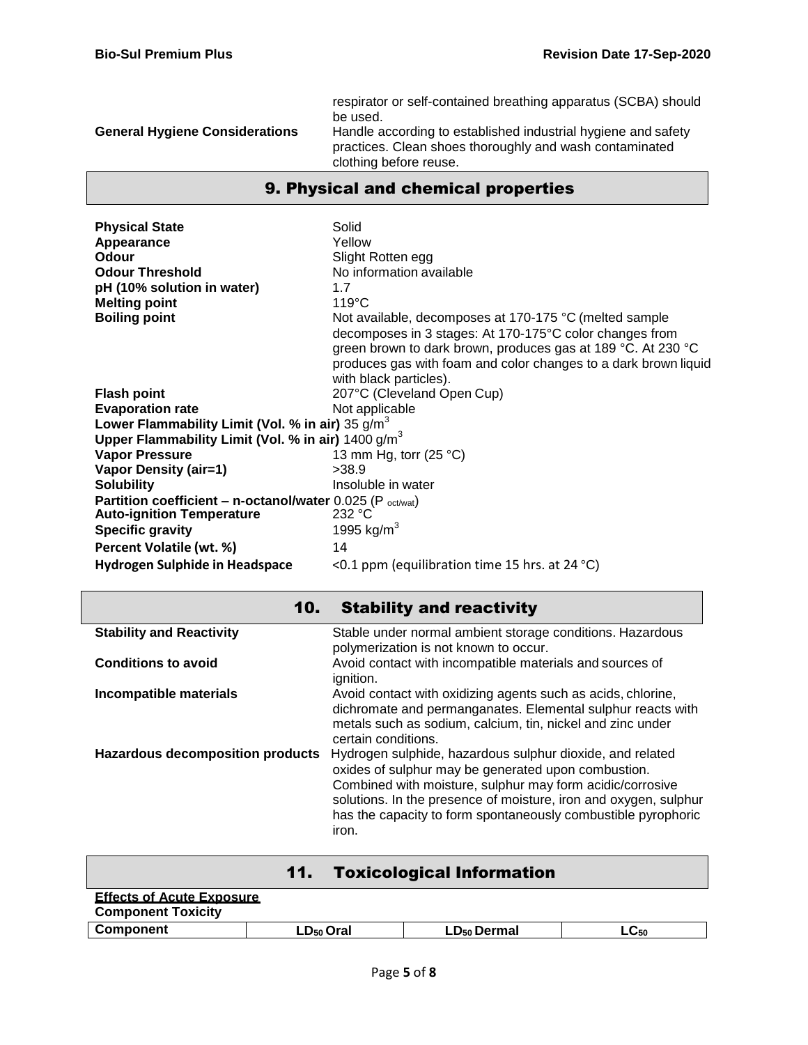| | |
|---|---|
| | respirator or self-contained breathing apparatus (SCBA) should be used. |
| **General Hygiene Considerations** | Handle according to established industrial hygiene and safety practices. Clean shoes thoroughly and wash contaminated clothing before reuse. |

## 9. Physical and chemical properties

| | |
|---|---|
| **Physical State** | Solid |
| **Appearance** | Yellow |
| **Odour** | Slight Rotten egg |
| **Odour Threshold** | No information available |
| **pH (10% solution in water)** | 1.7 |
| **Melting point** | 119°C |
| **Boiling point** | Not available, decomposes at 170-175 °C (melted sample decomposes in 3 stages: At 170-175°C color changes from green brown to dark brown, produces gas at 189 °C. At 230 °C produces gas with foam and color changes to a dark brown liquid with black particles). |
| **Flash point** | 207°C (Cleveland Open Cup) |
| **Evaporation rate** | Not applicable |
| **Lower Flammability Limit (Vol. % in air)** | 35 g/m$^3$ |
| **Upper Flammability Limit (Vol. % in air)** | 1400 g/m$^3$ |
| **Vapor Pressure** | 13 mm Hg, torr (25 °C) |
| **Vapor Density (air=1)** | >38.9 |
| **Solubility** | Insoluble in water |
| **Partition coefficient – n-octanol/water** | 0.025 ($P_{oct/wat}$) |
| **Auto-ignition Temperature** | 232 °C |
| **Specific gravity** | 1995 kg/m$^3$ |
| **Percent Volatile (wt. %)** | 14 |
| **Hydrogen Sulphide in Headspace** | <0.1 ppm (equilibration time 15 hrs. at 24 °C) |

## 10. Stability and reactivity

| | |
|---|---|
| **Stability and Reactivity** | Stable under normal ambient storage conditions. Hazardous polymerization is not known to occur. |
| **Conditions to avoid** | Avoid contact with incompatible materials and sources of ignition. |
| **Incompatible materials** | Avoid contact with oxidizing agents such as acids, chlorine, dichromate and permanganates. Elemental sulphur reacts with metals such as sodium, calcium, tin, nickel and zinc under certain conditions. |
| **Hazardous decomposition products** | Hydrogen sulphide, hazardous sulphur dioxide, and related oxides of sulphur may be generated upon combustion. Combined with moisture, sulphur may form acidic/corrosive solutions. In the presence of moisture, iron and oxygen, sulphur has the capacity to form spontaneously combustible pyrophoric iron. |

## 11. Toxicological Information

**Effects of Acute Exposure**

**Component Toxicity**

| Component | $LD_{50}$ Oral | $LD_{50}$ Dermal | $LC_{50}$ |
|---|---|---|---|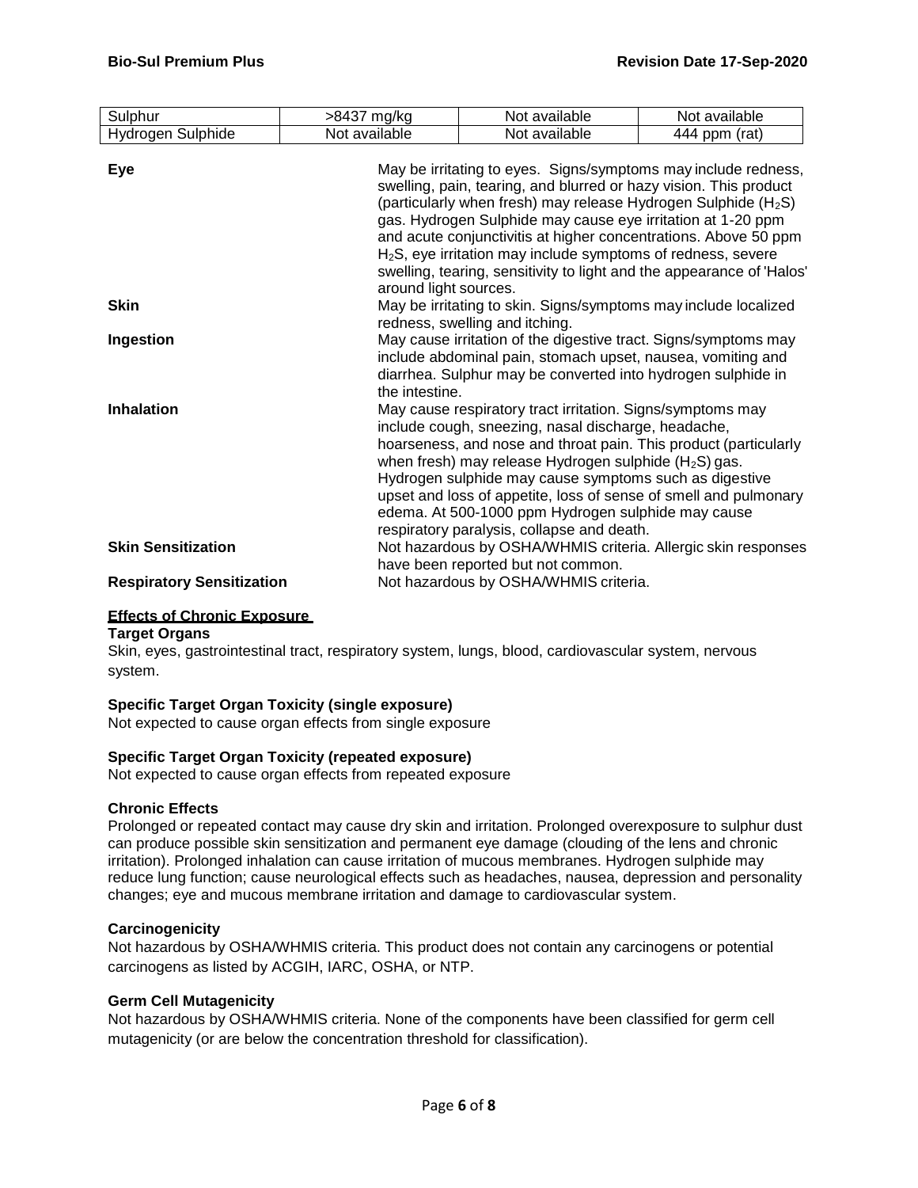| Sulphur | >8437 mg/kg | Not available | Not available |
| --- | --- | --- | --- |
| Hydrogen Sulphide | Not available | Not available | 444 ppm (rat) |

**Eye**
May be irritating to eyes. Signs/symptoms may include redness, swelling, pain, tearing, and blurred or hazy vision. This product (particularly when fresh) may release Hydrogen Sulphide ($H_2S$) gas. Hydrogen Sulphide may cause eye irritation at 1-20 ppm and acute conjunctivitis at higher concentrations. Above 50 ppm $H_2S$, eye irritation may include symptoms of redness, severe swelling, tearing, sensitivity to light and the appearance of 'Halos' around light sources.

**Skin**
May be irritating to skin. Signs/symptoms may include localized redness, swelling and itching.

**Ingestion**
May cause irritation of the digestive tract. Signs/symptoms may include abdominal pain, stomach upset, nausea, vomiting and diarrhea. Sulphur may be converted into hydrogen sulphide in the intestine.

**Inhalation**
May cause respiratory tract irritation. Signs/symptoms may include cough, sneezing, nasal discharge, headache, hoarseness, and nose and throat pain. This product (particularly when fresh) may release Hydrogen sulphide ($H_2S$) gas. Hydrogen sulphide may cause symptoms such as digestive upset and loss of appetite, loss of sense of smell and pulmonary edema. At 500-1000 ppm Hydrogen sulphide may cause respiratory paralysis, collapse and death.

**Skin Sensitization**
Not hazardous by OSHA/WHMIS criteria. Allergic skin responses have been reported but not common.

**Respiratory Sensitization**
Not hazardous by OSHA/WHMIS criteria.

**Effects of Chronic Exposure**

**Target Organs**
Skin, eyes, gastrointestinal tract, respiratory system, lungs, blood, cardiovascular system, nervous system.

**Specific Target Organ Toxicity (single exposure)**
Not expected to cause organ effects from single exposure

**Specific Target Organ Toxicity (repeated exposure)**
Not expected to cause organ effects from repeated exposure

**Chronic Effects**
Prolonged or repeated contact may cause dry skin and irritation. Prolonged overexposure to sulphur dust can produce possible skin sensitization and permanent eye damage (clouding of the lens and chronic irritation). Prolonged inhalation can cause irritation of mucous membranes. Hydrogen sulphide may reduce lung function; cause neurological effects such as headaches, nausea, depression and personality changes; eye and mucous membrane irritation and damage to cardiovascular system.

**Carcinogenicity**
Not hazardous by OSHA/WHMIS criteria. This product does not contain any carcinogens or potential carcinogens as listed by ACGIH, IARC, OSHA, or NTP.

**Germ Cell Mutagenicity**
Not hazardous by OSHA/WHMIS criteria. None of the components have been classified for germ cell mutagenicity (or are below the concentration threshold for classification).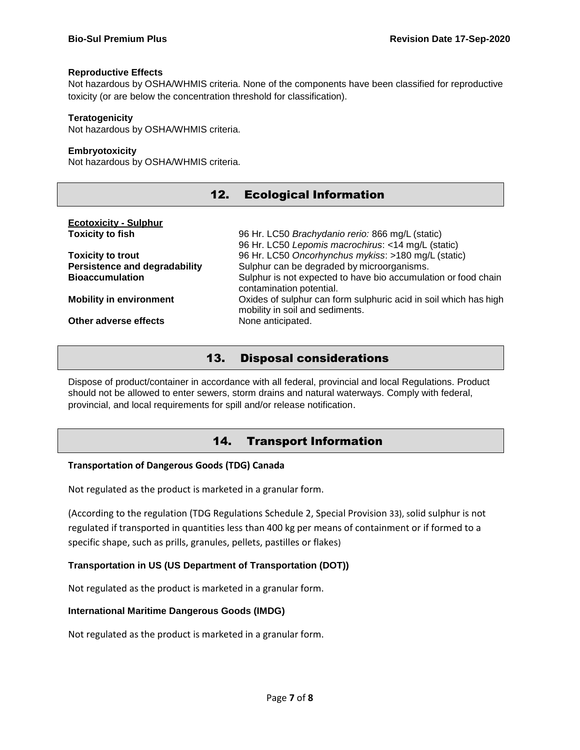**Reproductive Effects**

Not hazardous by OSHA/WHMIS criteria. None of the components have been classified for reproductive toxicity (or are below the concentration threshold for classification).

**Teratogenicity**

Not hazardous by OSHA/WHMIS criteria.

**Embryotoxicity**

Not hazardous by OSHA/WHMIS criteria.

## 12. Ecological Information

**Ecotoxicity - Sulphur**

| | |
|---|---|
| **Toxicity to fish** | 96 Hr. LC50 *Brachydanio rerio:* 866 mg/L (static)<br>96 Hr. LC50 *Lepomis macrochirus*: <14 mg/L (static) |
| **Toxicity to trout** | 96 Hr. LC50 *Oncorhynchus mykiss*: >180 mg/L (static) |
| **Persistence and degradability** | Sulphur can be degraded by microorganisms. |
| **Bioaccumulation** | Sulphur is not expected to have bio accumulation or food chain contamination potential. |
| **Mobility in environment** | Oxides of sulphur can form sulphuric acid in soil which has high mobility in soil and sediments. |
| **Other adverse effects** | None anticipated. |

## 13. Disposal considerations

Dispose of product/container in accordance with all federal, provincial and local Regulations. Product should not be allowed to enter sewers, storm drains and natural waterways. Comply with federal, provincial, and local requirements for spill and/or release notification.

## 14. Transport Information

**Transportation of Dangerous Goods (TDG) Canada**

Not regulated as the product is marketed in a granular form.

(According to the regulation (TDG Regulations Schedule 2, Special Provision 33), solid sulphur is not regulated if transported in quantities less than 400 kg per means of containment or if formed to a specific shape, such as prills, granules, pellets, pastilles or flakes)

**Transportation in US (US Department of Transportation (DOT))**

Not regulated as the product is marketed in a granular form.

**International Maritime Dangerous Goods (IMDG)**

Not regulated as the product is marketed in a granular form.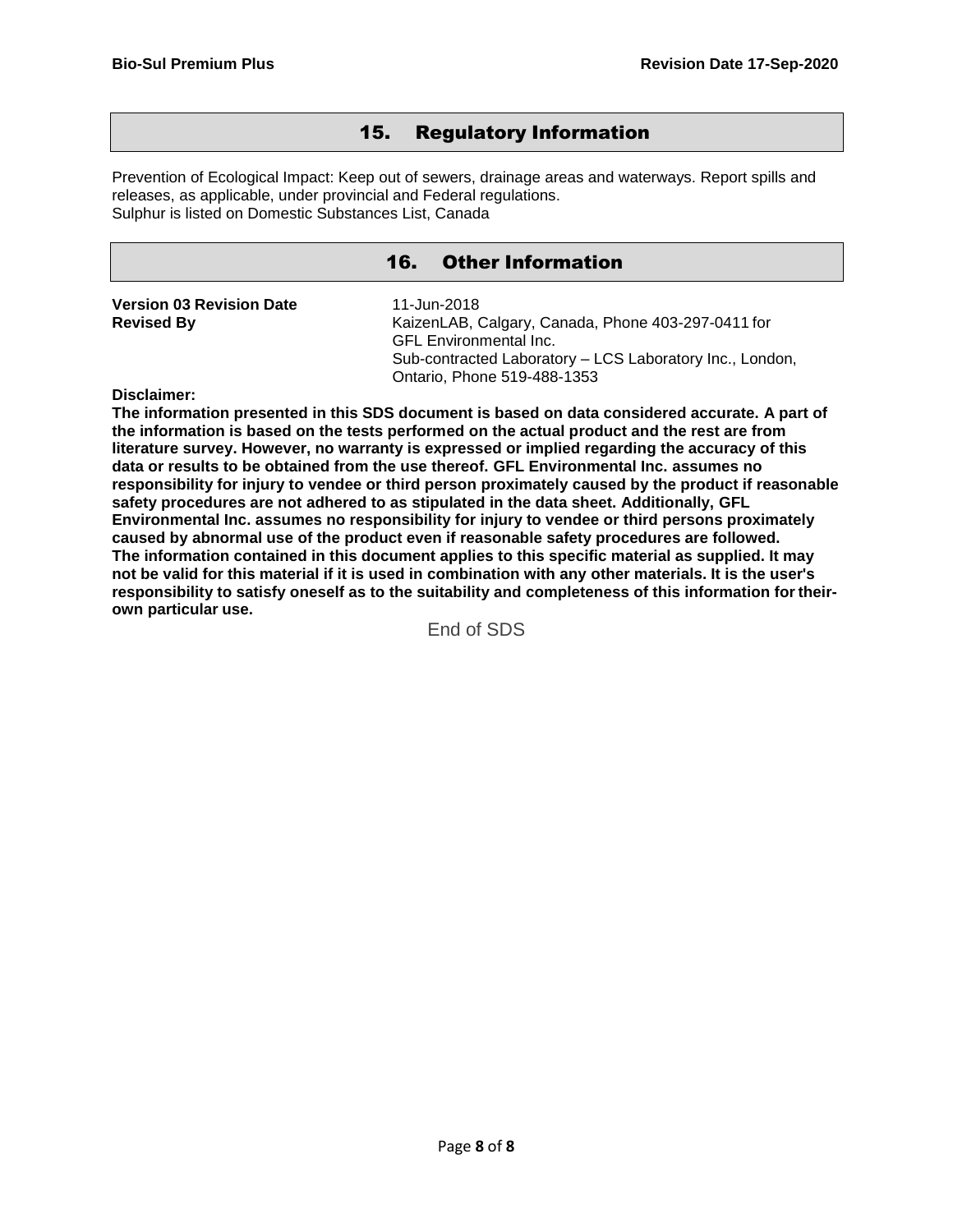## 15. Regulatory Information

Prevention of Ecological Impact: Keep out of sewers, drainage areas and waterways. Report spills and releases, as applicable, under provincial and Federal regulations.
Sulphur is listed on Domestic Substances List, Canada

## 16. Other Information

| | |
|---|---|
| **Version 03 Revision Date** | 11-Jun-2018 |
| **Revised By** | KaizenLAB, Calgary, Canada, Phone 403-297-0411 for GFL Environmental Inc.<br>Sub-contracted Laboratory – LCS Laboratory Inc., London, Ontario, Phone 519-488-1353 |

**Disclaimer:**

**The information presented in this SDS document is based on data considered accurate. A part of the information is based on the tests performed on the actual product and the rest are from literature survey. However, no warranty is expressed or implied regarding the accuracy of this data or results to be obtained from the use thereof. GFL Environmental Inc. assumes no responsibility for injury to vendee or third person proximately caused by the product if reasonable safety procedures are not adhered to as stipulated in the data sheet. Additionally, GFL Environmental Inc. assumes no responsibility for injury to vendee or third persons proximately caused by abnormal use of the product even if reasonable safety procedures are followed. The information contained in this document applies to this specific material as supplied. It may not be valid for this material if it is used in combination with any other materials. It is the user's responsibility to satisfy oneself as to the suitability and completeness of this information for their-own particular use.**

End of SDS